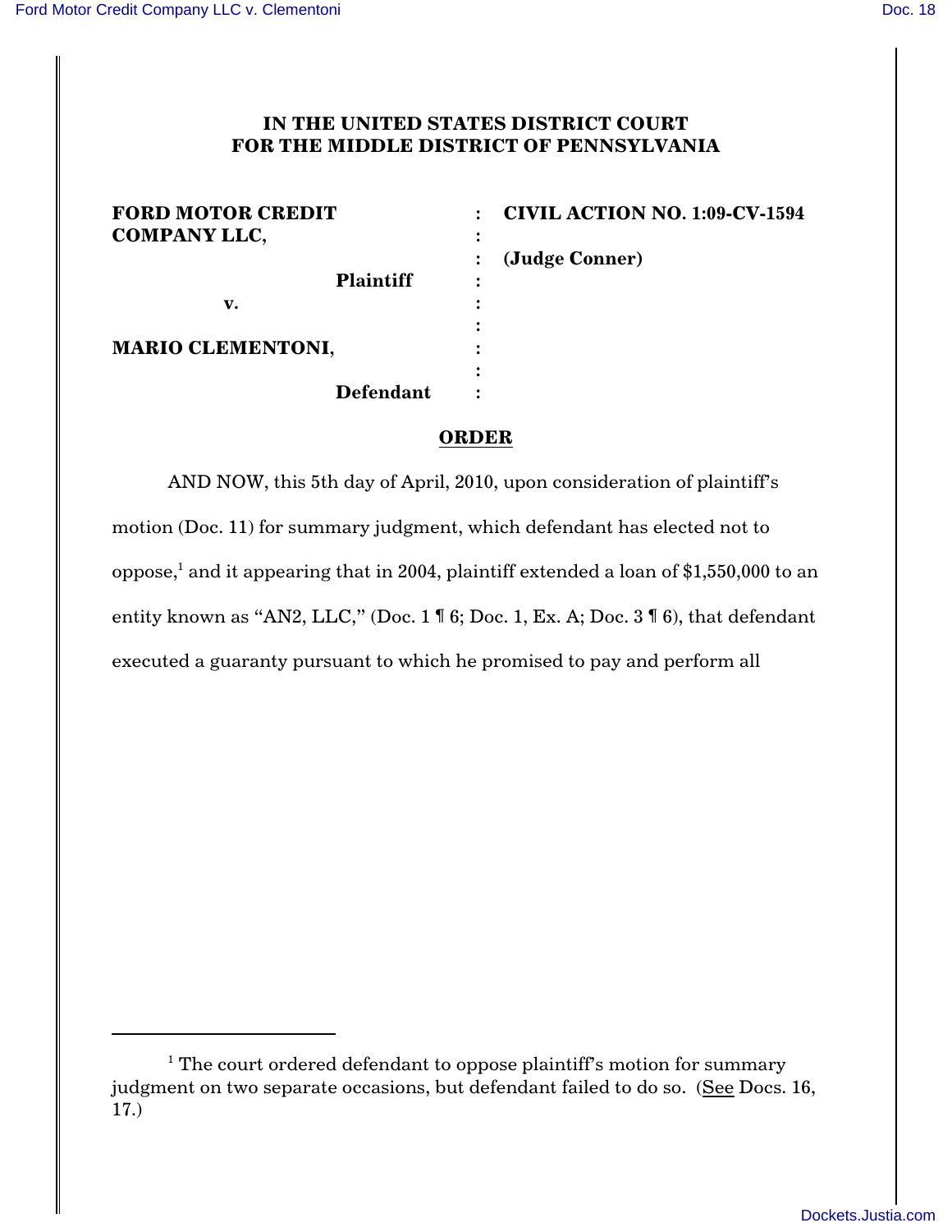**IN THE UNITED STATES DISTRICT COURT**
**FOR THE MIDDLE DISTRICT OF PENNSYLVANIA**

| | | |
|---|---|---|
| **FORD MOTOR CREDIT COMPANY LLC,** | : | **CIVIL ACTION NO. 1:09-CV-1594** |
| | : | |
| **Plaintiff** | : | **(Judge Conner)** |
| **v.** | : | |
| | : | |
| **MARIO CLEMENTONI,** | : | |
| | : | |
| **Defendant** | : | |

## ORDER

AND NOW, this 5th day of April, 2010, upon consideration of plaintiff's motion (Doc. 11) for summary judgment, which defendant has elected not to oppose,[1] and it appearing that in 2004, plaintiff extended a loan of $1,550,000 to an entity known as "AN2, LLC," (Doc. 1 ¶ 6; Doc. 1, Ex. A; Doc. 3 ¶ 6), that defendant executed a guaranty pursuant to which he promised to pay and perform all

---

[1] The court ordered defendant to oppose plaintiff's motion for summary judgment on two separate occasions, but defendant failed to do so. (See Docs. 16, 17.)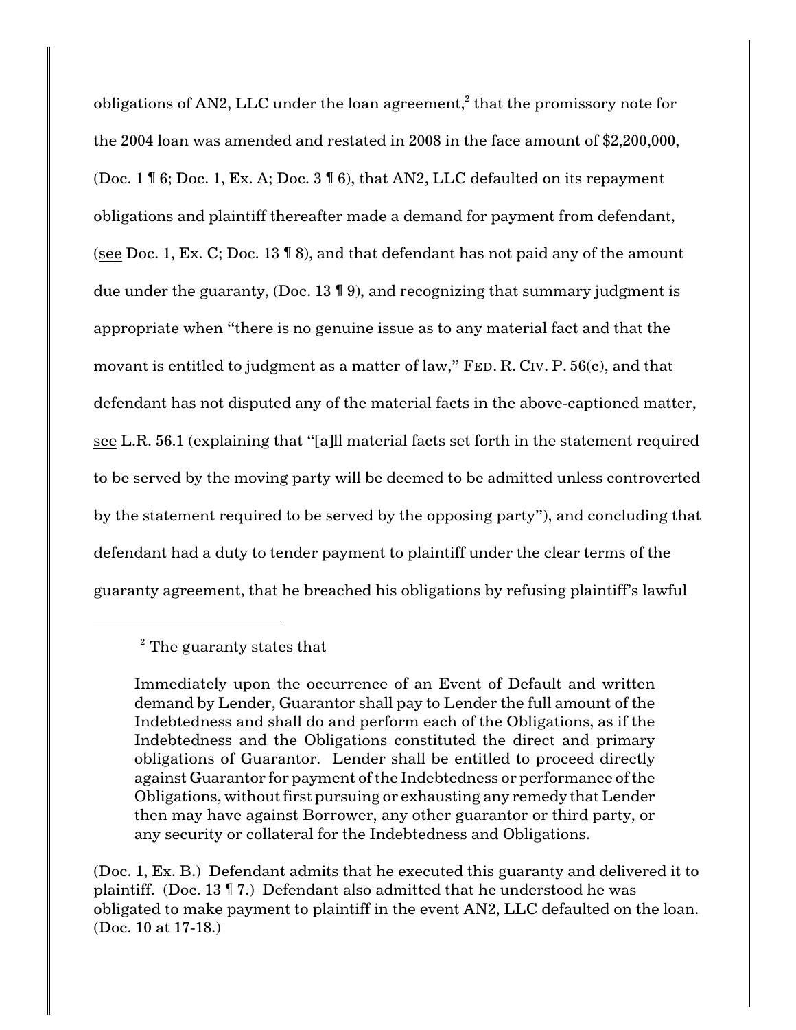obligations of AN2, LLC under the loan agreement,[2] that the promissory note for the 2004 loan was amended and restated in 2008 in the face amount of $2,200,000, (Doc. 1 ¶ 6; Doc. 1, Ex. A; Doc. 3 ¶ 6), that AN2, LLC defaulted on its repayment obligations and plaintiff thereafter made a demand for payment from defendant, (see Doc. 1, Ex. C; Doc. 13 ¶ 8), and that defendant has not paid any of the amount due under the guaranty, (Doc. 13 ¶ 9), and recognizing that summary judgment is appropriate when "there is no genuine issue as to any material fact and that the movant is entitled to judgment as a matter of law," FED. R. CIV. P. 56(c), and that defendant has not disputed any of the material facts in the above-captioned matter, see L.R. 56.1 (explaining that "[a]ll material facts set forth in the statement required to be served by the moving party will be deemed to be admitted unless controverted by the statement required to be served by the opposing party"), and concluding that defendant had a duty to tender payment to plaintiff under the clear terms of the guaranty agreement, that he breached his obligations by refusing plaintiff's lawful

---

[2] The guaranty states that

> Immediately upon the occurrence of an Event of Default and written demand by Lender, Guarantor shall pay to Lender the full amount of the Indebtedness and shall do and perform each of the Obligations, as if the Indebtedness and the Obligations constituted the direct and primary obligations of Guarantor. Lender shall be entitled to proceed directly against Guarantor for payment of the Indebtedness or performance of the Obligations, without first pursuing or exhausting any remedy that Lender then may have against Borrower, any other guarantor or third party, or any security or collateral for the Indebtedness and Obligations.

(Doc. 1, Ex. B.) Defendant admits that he executed this guaranty and delivered it to plaintiff. (Doc. 13 ¶ 7.) Defendant also admitted that he understood he was obligated to make payment to plaintiff in the event AN2, LLC defaulted on the loan. (Doc. 10 at 17-18.)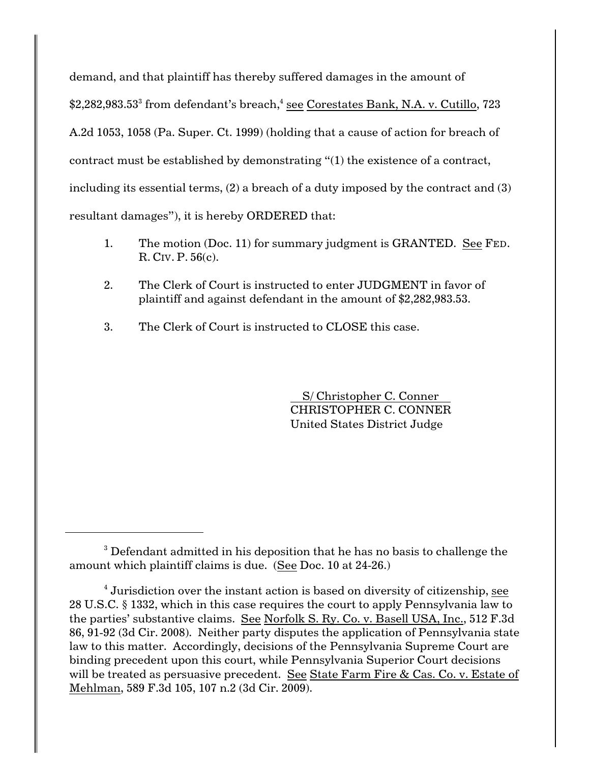demand, and that plaintiff has thereby suffered damages in the amount of $2,282,983.53[3] from defendant's breach,[4] see Corestates Bank, N.A. v. Cutillo, 723 A.2d 1053, 1058 (Pa. Super. Ct. 1999) (holding that a cause of action for breach of contract must be established by demonstrating "(1) the existence of a contract, including its essential terms, (2) a breach of a duty imposed by the contract and (3) resultant damages"), it is hereby ORDERED that:

1. The motion (Doc. 11) for summary judgment is GRANTED. See FED. R. CIV. P. 56(c).

2. The Clerk of Court is instructed to enter JUDGMENT in favor of plaintiff and against defendant in the amount of $2,282,983.53.

3. The Clerk of Court is instructed to CLOSE this case.

S/ Christopher C. Conner
CHRISTOPHER C. CONNER
United States District Judge

---

[3] Defendant admitted in his deposition that he has no basis to challenge the amount which plaintiff claims is due. (See Doc. 10 at 24-26.)

[4] Jurisdiction over the instant action is based on diversity of citizenship, see 28 U.S.C. § 1332, which in this case requires the court to apply Pennsylvania law to the parties' substantive claims. See Norfolk S. Ry. Co. v. Basell USA, Inc., 512 F.3d 86, 91-92 (3d Cir. 2008). Neither party disputes the application of Pennsylvania state law to this matter. Accordingly, decisions of the Pennsylvania Supreme Court are binding precedent upon this court, while Pennsylvania Superior Court decisions will be treated as persuasive precedent. See State Farm Fire & Cas. Co. v. Estate of Mehlman, 589 F.3d 105, 107 n.2 (3d Cir. 2009).